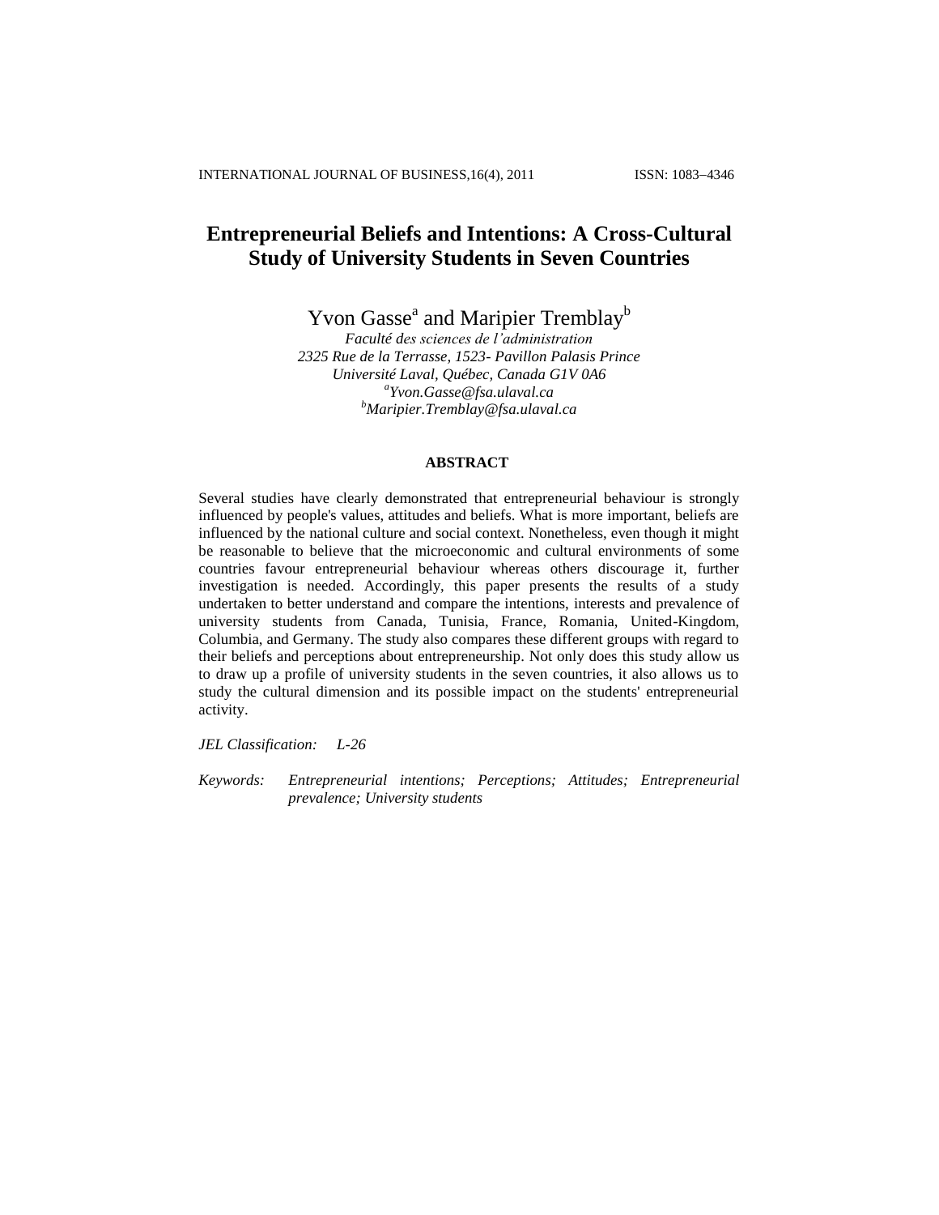# Entrepreneurial Beliefs and Intentions: A Cross-Cultural Study of University Students in Seven Countries

Yvon Gasse[a] and Maripier Tremblay[b]

*Faculté des sciences de l'administration*
*2325 Rue de la Terrasse, 1523- Pavillon Palasis Prince*
*Université Laval, Québec, Canada G1V 0A6*
*[a]Yvon.Gasse@fsa.ulaval.ca*
*[b]Maripier.Tremblay@fsa.ulaval.ca*

## ABSTRACT

Several studies have clearly demonstrated that entrepreneurial behaviour is strongly influenced by people's values, attitudes and beliefs. What is more important, beliefs are influenced by the national culture and social context. Nonetheless, even though it might be reasonable to believe that the microeconomic and cultural environments of some countries favour entrepreneurial behaviour whereas others discourage it, further investigation is needed. Accordingly, this paper presents the results of a study undertaken to better understand and compare the intentions, interests and prevalence of university students from Canada, Tunisia, France, Romania, United-Kingdom, Columbia, and Germany. The study also compares these different groups with regard to their beliefs and perceptions about entrepreneurship. Not only does this study allow us to draw up a profile of university students in the seven countries, it also allows us to study the cultural dimension and its possible impact on the students' entrepreneurial activity.

*JEL Classification:* *L-26*

*Keywords:* *Entrepreneurial intentions; Perceptions; Attitudes; Entrepreneurial prevalence; University students*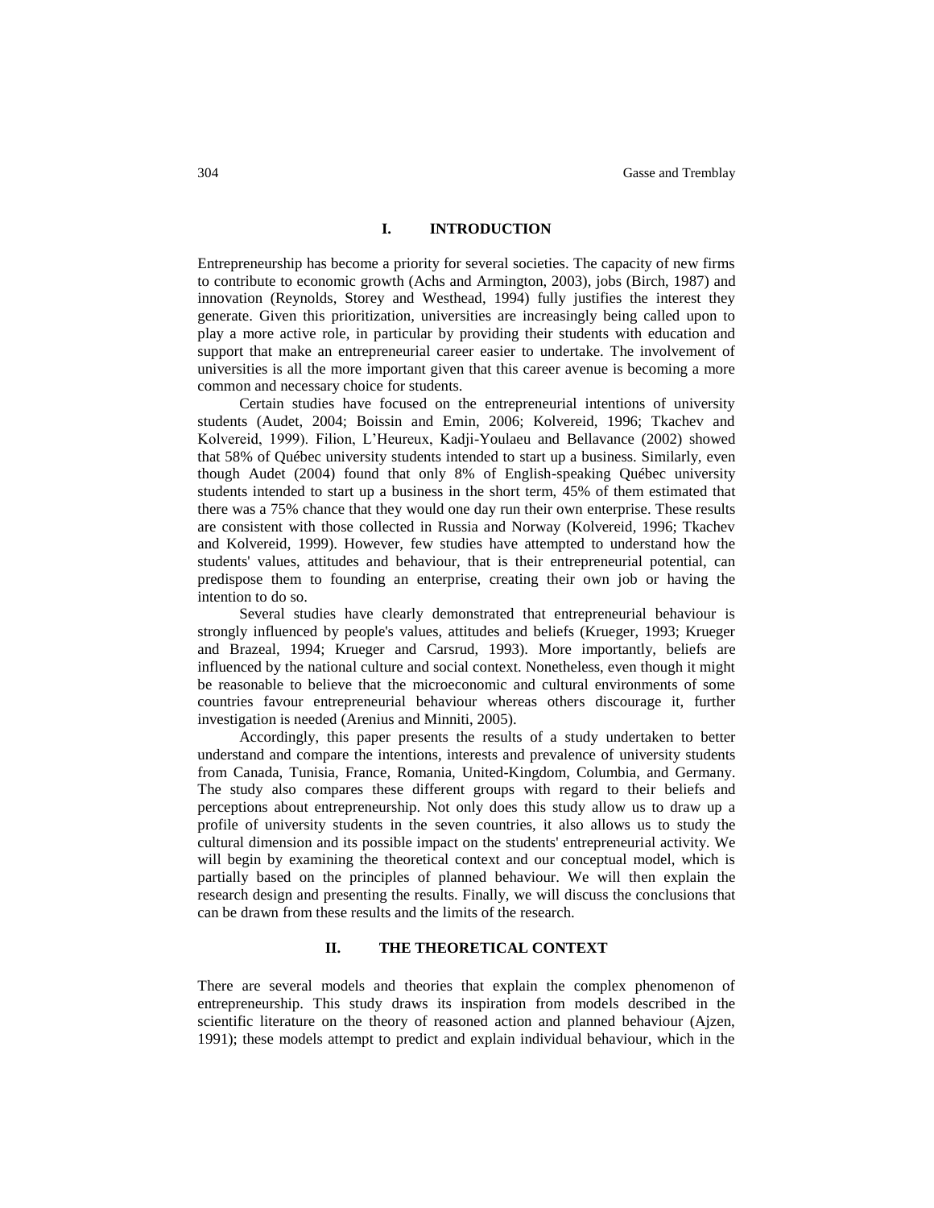## I. INTRODUCTION

Entrepreneurship has become a priority for several societies. The capacity of new firms to contribute to economic growth (Achs and Armington, 2003), jobs (Birch, 1987) and innovation (Reynolds, Storey and Westhead, 1994) fully justifies the interest they generate. Given this prioritization, universities are increasingly being called upon to play a more active role, in particular by providing their students with education and support that make an entrepreneurial career easier to undertake. The involvement of universities is all the more important given that this career avenue is becoming a more common and necessary choice for students.

Certain studies have focused on the entrepreneurial intentions of university students (Audet, 2004; Boissin and Emin, 2006; Kolvereid, 1996; Tkachev and Kolvereid, 1999). Filion, L'Heureux, Kadji-Youlaeu and Bellavance (2002) showed that 58% of Québec university students intended to start up a business. Similarly, even though Audet (2004) found that only 8% of English-speaking Québec university students intended to start up a business in the short term, 45% of them estimated that there was a 75% chance that they would one day run their own enterprise. These results are consistent with those collected in Russia and Norway (Kolvereid, 1996; Tkachev and Kolvereid, 1999). However, few studies have attempted to understand how the students' values, attitudes and behaviour, that is their entrepreneurial potential, can predispose them to founding an enterprise, creating their own job or having the intention to do so.

Several studies have clearly demonstrated that entrepreneurial behaviour is strongly influenced by people's values, attitudes and beliefs (Krueger, 1993; Krueger and Brazeal, 1994; Krueger and Carsrud, 1993). More importantly, beliefs are influenced by the national culture and social context. Nonetheless, even though it might be reasonable to believe that the microeconomic and cultural environments of some countries favour entrepreneurial behaviour whereas others discourage it, further investigation is needed (Arenius and Minniti, 2005).

Accordingly, this paper presents the results of a study undertaken to better understand and compare the intentions, interests and prevalence of university students from Canada, Tunisia, France, Romania, United-Kingdom, Columbia, and Germany. The study also compares these different groups with regard to their beliefs and perceptions about entrepreneurship. Not only does this study allow us to draw up a profile of university students in the seven countries, it also allows us to study the cultural dimension and its possible impact on the students' entrepreneurial activity. We will begin by examining the theoretical context and our conceptual model, which is partially based on the principles of planned behaviour. We will then explain the research design and presenting the results. Finally, we will discuss the conclusions that can be drawn from these results and the limits of the research.

## II. THE THEORETICAL CONTEXT

There are several models and theories that explain the complex phenomenon of entrepreneurship. This study draws its inspiration from models described in the scientific literature on the theory of reasoned action and planned behaviour (Ajzen, 1991); these models attempt to predict and explain individual behaviour, which in the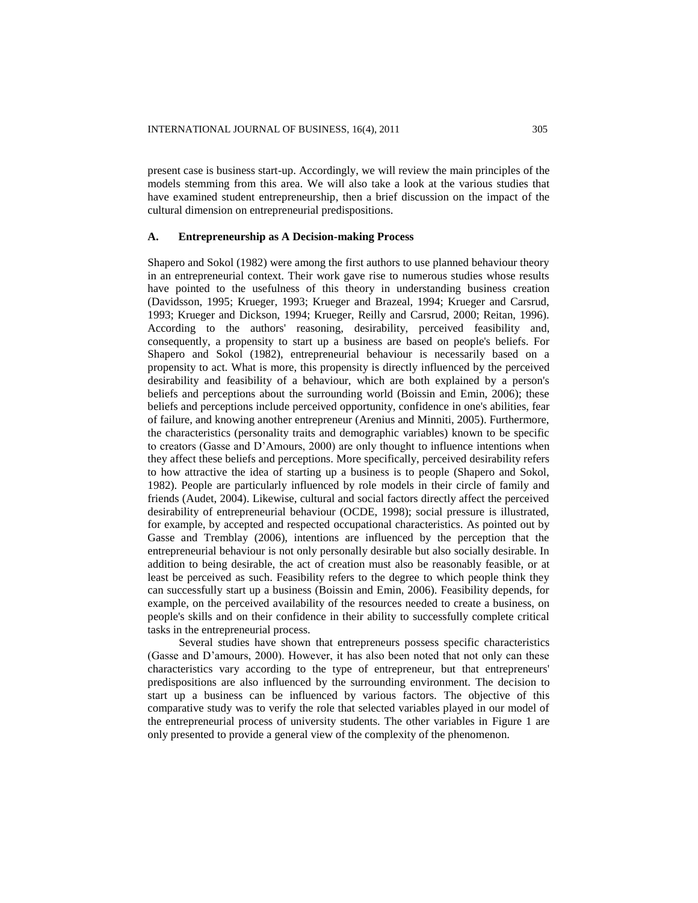present case is business start-up. Accordingly, we will review the main principles of the models stemming from this area. We will also take a look at the various studies that have examined student entrepreneurship, then a brief discussion on the impact of the cultural dimension on entrepreneurial predispositions.

### A. Entrepreneurship as A Decision-making Process

Shapero and Sokol (1982) were among the first authors to use planned behaviour theory in an entrepreneurial context. Their work gave rise to numerous studies whose results have pointed to the usefulness of this theory in understanding business creation (Davidsson, 1995; Krueger, 1993; Krueger and Brazeal, 1994; Krueger and Carsrud, 1993; Krueger and Dickson, 1994; Krueger, Reilly and Carsrud, 2000; Reitan, 1996). According to the authors' reasoning, desirability, perceived feasibility and, consequently, a propensity to start up a business are based on people's beliefs. For Shapero and Sokol (1982), entrepreneurial behaviour is necessarily based on a propensity to act. What is more, this propensity is directly influenced by the perceived desirability and feasibility of a behaviour, which are both explained by a person's beliefs and perceptions about the surrounding world (Boissin and Emin, 2006); these beliefs and perceptions include perceived opportunity, confidence in one's abilities, fear of failure, and knowing another entrepreneur (Arenius and Minniti, 2005). Furthermore, the characteristics (personality traits and demographic variables) known to be specific to creators (Gasse and D'Amours, 2000) are only thought to influence intentions when they affect these beliefs and perceptions. More specifically, perceived desirability refers to how attractive the idea of starting up a business is to people (Shapero and Sokol, 1982). People are particularly influenced by role models in their circle of family and friends (Audet, 2004). Likewise, cultural and social factors directly affect the perceived desirability of entrepreneurial behaviour (OCDE, 1998); social pressure is illustrated, for example, by accepted and respected occupational characteristics. As pointed out by Gasse and Tremblay (2006), intentions are influenced by the perception that the entrepreneurial behaviour is not only personally desirable but also socially desirable. In addition to being desirable, the act of creation must also be reasonably feasible, or at least be perceived as such. Feasibility refers to the degree to which people think they can successfully start up a business (Boissin and Emin, 2006). Feasibility depends, for example, on the perceived availability of the resources needed to create a business, on people's skills and on their confidence in their ability to successfully complete critical tasks in the entrepreneurial process.

Several studies have shown that entrepreneurs possess specific characteristics (Gasse and D'amours, 2000). However, it has also been noted that not only can these characteristics vary according to the type of entrepreneur, but that entrepreneurs' predispositions are also influenced by the surrounding environment. The decision to start up a business can be influenced by various factors. The objective of this comparative study was to verify the role that selected variables played in our model of the entrepreneurial process of university students. The other variables in Figure 1 are only presented to provide a general view of the complexity of the phenomenon.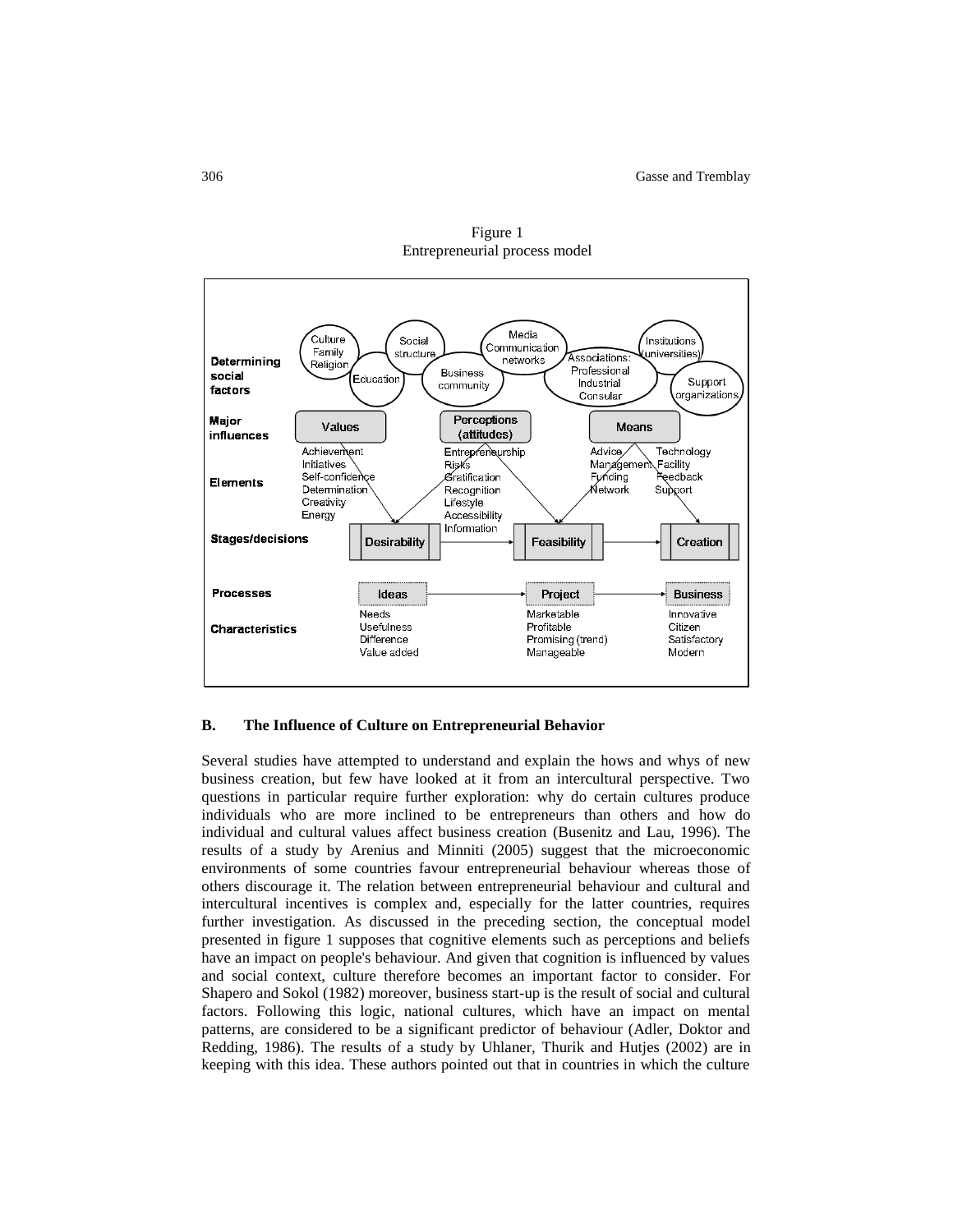Figure 1
Entrepreneurial process model

| | | | |
|---|---|---|---|
| **Determining social factors** | Culture, Family, Religion; Education; Social structure | Business community; Media, Communication networks | Associations: Professional, Industrial, Consular; Institutions (universities); Support organizations |
| **Major influences** | Values | Perceptions (attitudes) | Means |
| **Elements** | Achievement, Initiatives, Self-confidence, Determination, Creativity, Energy | Entrepreneurship, Risks, Gratification, Recognition, Lifestyle, Accessibility, Information | Advice, Management, Funding, Network, Technology, Facility, Feedback, Support |
| **Stages/decisions** | Desirability → | Feasibility → | Creation |
| **Processes** | Ideas → | Project → | Business |
| **Characteristics** | Needs, Usefulness, Difference, Value added | Marketable, Profitable, Promising (trend), Manageable | Innovative, Citizen, Satisfactory, Modern |

## B. The Influence of Culture on Entrepreneurial Behavior

Several studies have attempted to understand and explain the hows and whys of new business creation, but few have looked at it from an intercultural perspective. Two questions in particular require further exploration: why do certain cultures produce individuals who are more inclined to be entrepreneurs than others and how do individual and cultural values affect business creation (Busenitz and Lau, 1996). The results of a study by Arenius and Minniti (2005) suggest that the microeconomic environments of some countries favour entrepreneurial behaviour whereas those of others discourage it. The relation between entrepreneurial behaviour and cultural and intercultural incentives is complex and, especially for the latter countries, requires further investigation. As discussed in the preceding section, the conceptual model presented in figure 1 supposes that cognitive elements such as perceptions and beliefs have an impact on people's behaviour. And given that cognition is influenced by values and social context, culture therefore becomes an important factor to consider. For Shapero and Sokol (1982) moreover, business start-up is the result of social and cultural factors. Following this logic, national cultures, which have an impact on mental patterns, are considered to be a significant predictor of behaviour (Adler, Doktor and Redding, 1986). The results of a study by Uhlaner, Thurik and Hutjes (2002) are in keeping with this idea. These authors pointed out that in countries in which the culture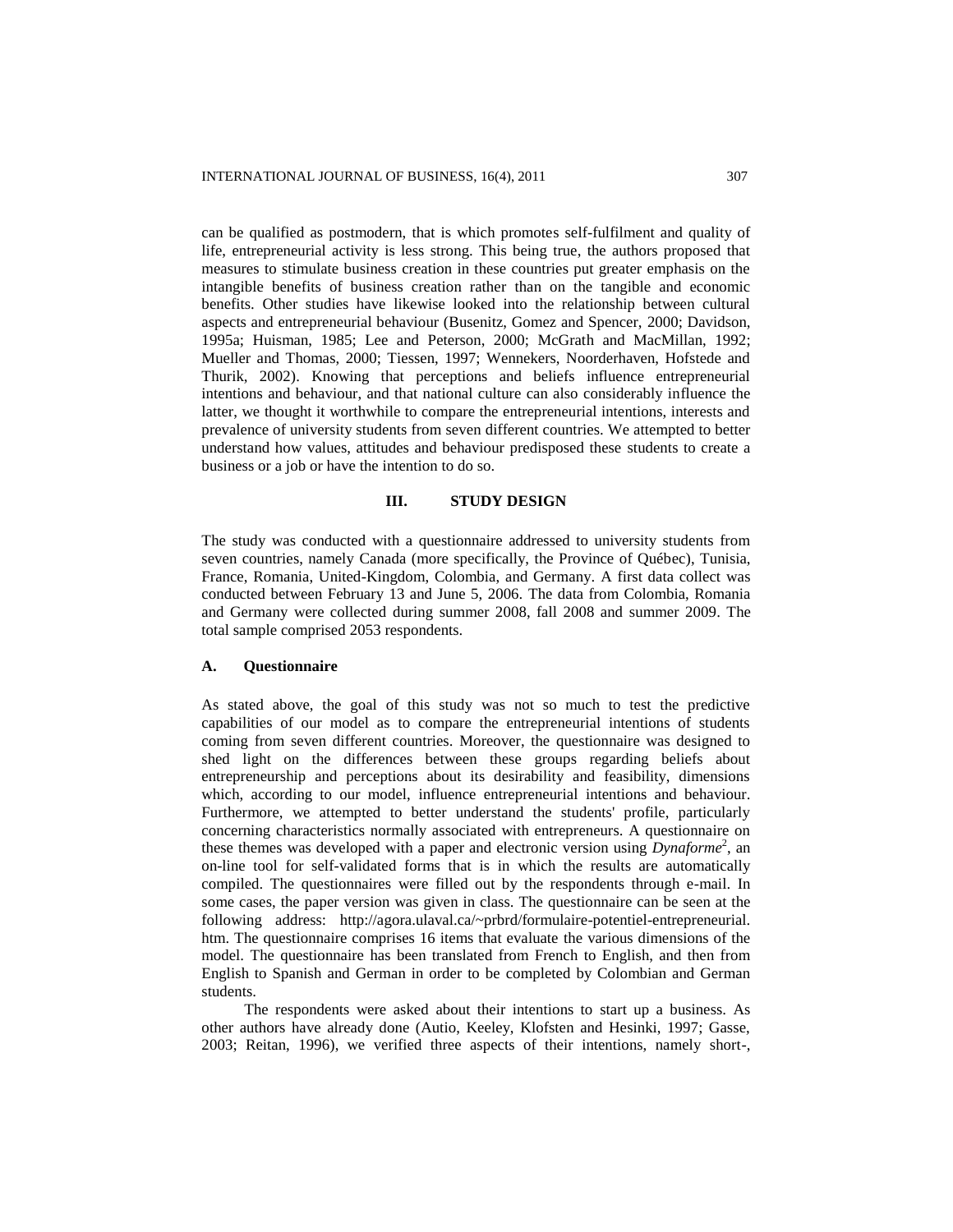can be qualified as postmodern, that is which promotes self-fulfilment and quality of life, entrepreneurial activity is less strong. This being true, the authors proposed that measures to stimulate business creation in these countries put greater emphasis on the intangible benefits of business creation rather than on the tangible and economic benefits. Other studies have likewise looked into the relationship between cultural aspects and entrepreneurial behaviour (Busenitz, Gomez and Spencer, 2000; Davidson, 1995a; Huisman, 1985; Lee and Peterson, 2000; McGrath and MacMillan, 1992; Mueller and Thomas, 2000; Tiessen, 1997; Wennekers, Noorderhaven, Hofstede and Thurik, 2002). Knowing that perceptions and beliefs influence entrepreneurial intentions and behaviour, and that national culture can also considerably influence the latter, we thought it worthwhile to compare the entrepreneurial intentions, interests and prevalence of university students from seven different countries. We attempted to better understand how values, attitudes and behaviour predisposed these students to create a business or a job or have the intention to do so.

## III. STUDY DESIGN

The study was conducted with a questionnaire addressed to university students from seven countries, namely Canada (more specifically, the Province of Québec), Tunisia, France, Romania, United-Kingdom, Colombia, and Germany. A first data collect was conducted between February 13 and June 5, 2006. The data from Colombia, Romania and Germany were collected during summer 2008, fall 2008 and summer 2009. The total sample comprised 2053 respondents.

### A. Questionnaire

As stated above, the goal of this study was not so much to test the predictive capabilities of our model as to compare the entrepreneurial intentions of students coming from seven different countries. Moreover, the questionnaire was designed to shed light on the differences between these groups regarding beliefs about entrepreneurship and perceptions about its desirability and feasibility, dimensions which, according to our model, influence entrepreneurial intentions and behaviour. Furthermore, we attempted to better understand the students' profile, particularly concerning characteristics normally associated with entrepreneurs. A questionnaire on these themes was developed with a paper and electronic version using *Dynaforme*[2], an on-line tool for self-validated forms that is in which the results are automatically compiled. The questionnaires were filled out by the respondents through e-mail. In some cases, the paper version was given in class. The questionnaire can be seen at the following address: http://agora.ulaval.ca/~prbrd/formulaire-potentiel-entrepreneurial.htm. The questionnaire comprises 16 items that evaluate the various dimensions of the model. The questionnaire has been translated from French to English, and then from English to Spanish and German in order to be completed by Colombian and German students.

The respondents were asked about their intentions to start up a business. As other authors have already done (Autio, Keeley, Klofsten and Hesinki, 1997; Gasse, 2003; Reitan, 1996), we verified three aspects of their intentions, namely short-,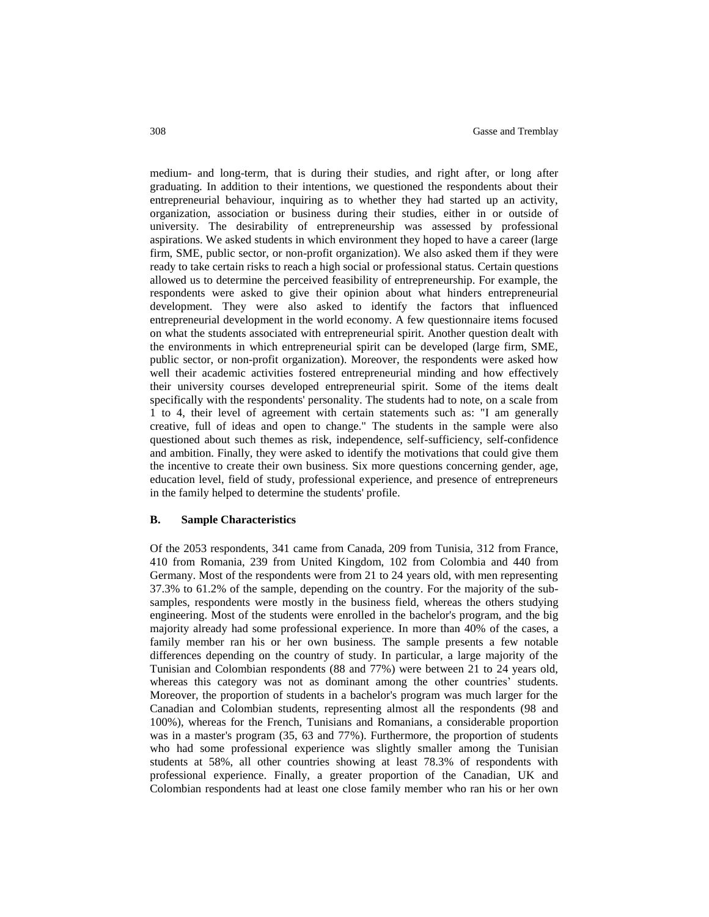medium- and long-term, that is during their studies, and right after, or long after graduating. In addition to their intentions, we questioned the respondents about their entrepreneurial behaviour, inquiring as to whether they had started up an activity, organization, association or business during their studies, either in or outside of university. The desirability of entrepreneurship was assessed by professional aspirations. We asked students in which environment they hoped to have a career (large firm, SME, public sector, or non-profit organization). We also asked them if they were ready to take certain risks to reach a high social or professional status. Certain questions allowed us to determine the perceived feasibility of entrepreneurship. For example, the respondents were asked to give their opinion about what hinders entrepreneurial development. They were also asked to identify the factors that influenced entrepreneurial development in the world economy. A few questionnaire items focused on what the students associated with entrepreneurial spirit. Another question dealt with the environments in which entrepreneurial spirit can be developed (large firm, SME, public sector, or non-profit organization). Moreover, the respondents were asked how well their academic activities fostered entrepreneurial minding and how effectively their university courses developed entrepreneurial spirit. Some of the items dealt specifically with the respondents' personality. The students had to note, on a scale from 1 to 4, their level of agreement with certain statements such as: "I am generally creative, full of ideas and open to change." The students in the sample were also questioned about such themes as risk, independence, self-sufficiency, self-confidence and ambition. Finally, they were asked to identify the motivations that could give them the incentive to create their own business. Six more questions concerning gender, age, education level, field of study, professional experience, and presence of entrepreneurs in the family helped to determine the students' profile.

### B. Sample Characteristics

Of the 2053 respondents, 341 came from Canada, 209 from Tunisia, 312 from France, 410 from Romania, 239 from United Kingdom, 102 from Colombia and 440 from Germany. Most of the respondents were from 21 to 24 years old, with men representing 37.3% to 61.2% of the sample, depending on the country. For the majority of the sub-samples, respondents were mostly in the business field, whereas the others studying engineering. Most of the students were enrolled in the bachelor's program, and the big majority already had some professional experience. In more than 40% of the cases, a family member ran his or her own business. The sample presents a few notable differences depending on the country of study. In particular, a large majority of the Tunisian and Colombian respondents (88 and 77%) were between 21 to 24 years old, whereas this category was not as dominant among the other countries' students. Moreover, the proportion of students in a bachelor's program was much larger for the Canadian and Colombian students, representing almost all the respondents (98 and 100%), whereas for the French, Tunisians and Romanians, a considerable proportion was in a master's program (35, 63 and 77%). Furthermore, the proportion of students who had some professional experience was slightly smaller among the Tunisian students at 58%, all other countries showing at least 78.3% of respondents with professional experience. Finally, a greater proportion of the Canadian, UK and Colombian respondents had at least one close family member who ran his or her own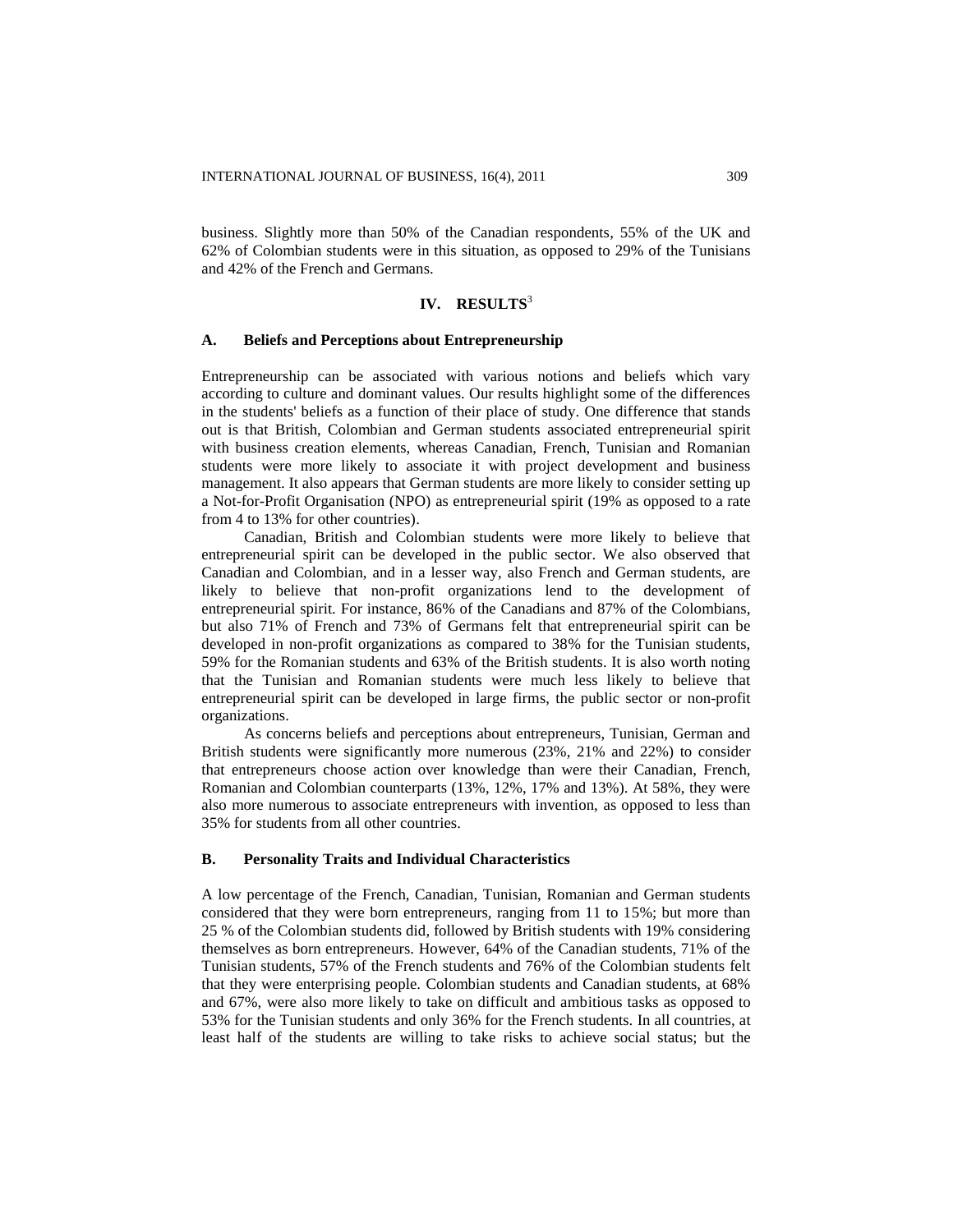business. Slightly more than 50% of the Canadian respondents, 55% of the UK and 62% of Colombian students were in this situation, as opposed to 29% of the Tunisians and 42% of the French and Germans.

## IV. RESULTS[3]

### A. Beliefs and Perceptions about Entrepreneurship

Entrepreneurship can be associated with various notions and beliefs which vary according to culture and dominant values. Our results highlight some of the differences in the students' beliefs as a function of their place of study. One difference that stands out is that British, Colombian and German students associated entrepreneurial spirit with business creation elements, whereas Canadian, French, Tunisian and Romanian students were more likely to associate it with project development and business management. It also appears that German students are more likely to consider setting up a Not-for-Profit Organisation (NPO) as entrepreneurial spirit (19% as opposed to a rate from 4 to 13% for other countries).

Canadian, British and Colombian students were more likely to believe that entrepreneurial spirit can be developed in the public sector. We also observed that Canadian and Colombian, and in a lesser way, also French and German students, are likely to believe that non-profit organizations lend to the development of entrepreneurial spirit. For instance, 86% of the Canadians and 87% of the Colombians, but also 71% of French and 73% of Germans felt that entrepreneurial spirit can be developed in non-profit organizations as compared to 38% for the Tunisian students, 59% for the Romanian students and 63% of the British students. It is also worth noting that the Tunisian and Romanian students were much less likely to believe that entrepreneurial spirit can be developed in large firms, the public sector or non-profit organizations.

As concerns beliefs and perceptions about entrepreneurs, Tunisian, German and British students were significantly more numerous (23%, 21% and 22%) to consider that entrepreneurs choose action over knowledge than were their Canadian, French, Romanian and Colombian counterparts (13%, 12%, 17% and 13%). At 58%, they were also more numerous to associate entrepreneurs with invention, as opposed to less than 35% for students from all other countries.

### B. Personality Traits and Individual Characteristics

A low percentage of the French, Canadian, Tunisian, Romanian and German students considered that they were born entrepreneurs, ranging from 11 to 15%; but more than 25 % of the Colombian students did, followed by British students with 19% considering themselves as born entrepreneurs. However, 64% of the Canadian students, 71% of the Tunisian students, 57% of the French students and 76% of the Colombian students felt that they were enterprising people. Colombian students and Canadian students, at 68% and 67%, were also more likely to take on difficult and ambitious tasks as opposed to 53% for the Tunisian students and only 36% for the French students. In all countries, at least half of the students are willing to take risks to achieve social status; but the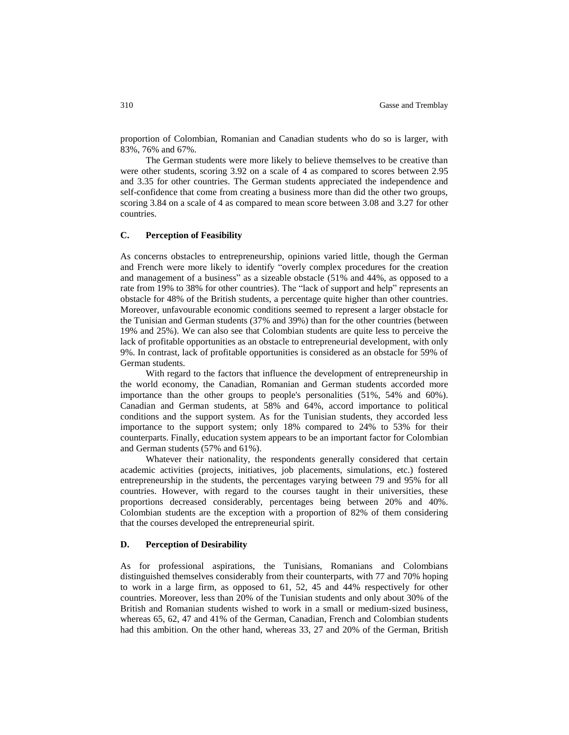proportion of Colombian, Romanian and Canadian students who do so is larger, with 83%, 76% and 67%.

The German students were more likely to believe themselves to be creative than were other students, scoring 3.92 on a scale of 4 as compared to scores between 2.95 and 3.35 for other countries. The German students appreciated the independence and self-confidence that come from creating a business more than did the other two groups, scoring 3.84 on a scale of 4 as compared to mean score between 3.08 and 3.27 for other countries.

### C. Perception of Feasibility

As concerns obstacles to entrepreneurship, opinions varied little, though the German and French were more likely to identify "overly complex procedures for the creation and management of a business" as a sizeable obstacle (51% and 44%, as opposed to a rate from 19% to 38% for other countries). The "lack of support and help" represents an obstacle for 48% of the British students, a percentage quite higher than other countries. Moreover, unfavourable economic conditions seemed to represent a larger obstacle for the Tunisian and German students (37% and 39%) than for the other countries (between 19% and 25%). We can also see that Colombian students are quite less to perceive the lack of profitable opportunities as an obstacle to entrepreneurial development, with only 9%. In contrast, lack of profitable opportunities is considered as an obstacle for 59% of German students.

With regard to the factors that influence the development of entrepreneurship in the world economy, the Canadian, Romanian and German students accorded more importance than the other groups to people's personalities (51%, 54% and 60%). Canadian and German students, at 58% and 64%, accord importance to political conditions and the support system. As for the Tunisian students, they accorded less importance to the support system; only 18% compared to 24% to 53% for their counterparts. Finally, education system appears to be an important factor for Colombian and German students (57% and 61%).

Whatever their nationality, the respondents generally considered that certain academic activities (projects, initiatives, job placements, simulations, etc.) fostered entrepreneurship in the students, the percentages varying between 79 and 95% for all countries. However, with regard to the courses taught in their universities, these proportions decreased considerably, percentages being between 20% and 40%. Colombian students are the exception with a proportion of 82% of them considering that the courses developed the entrepreneurial spirit.

### D. Perception of Desirability

As for professional aspirations, the Tunisians, Romanians and Colombians distinguished themselves considerably from their counterparts, with 77 and 70% hoping to work in a large firm, as opposed to 61, 52, 45 and 44% respectively for other countries. Moreover, less than 20% of the Tunisian students and only about 30% of the British and Romanian students wished to work in a small or medium-sized business, whereas 65, 62, 47 and 41% of the German, Canadian, French and Colombian students had this ambition. On the other hand, whereas 33, 27 and 20% of the German, British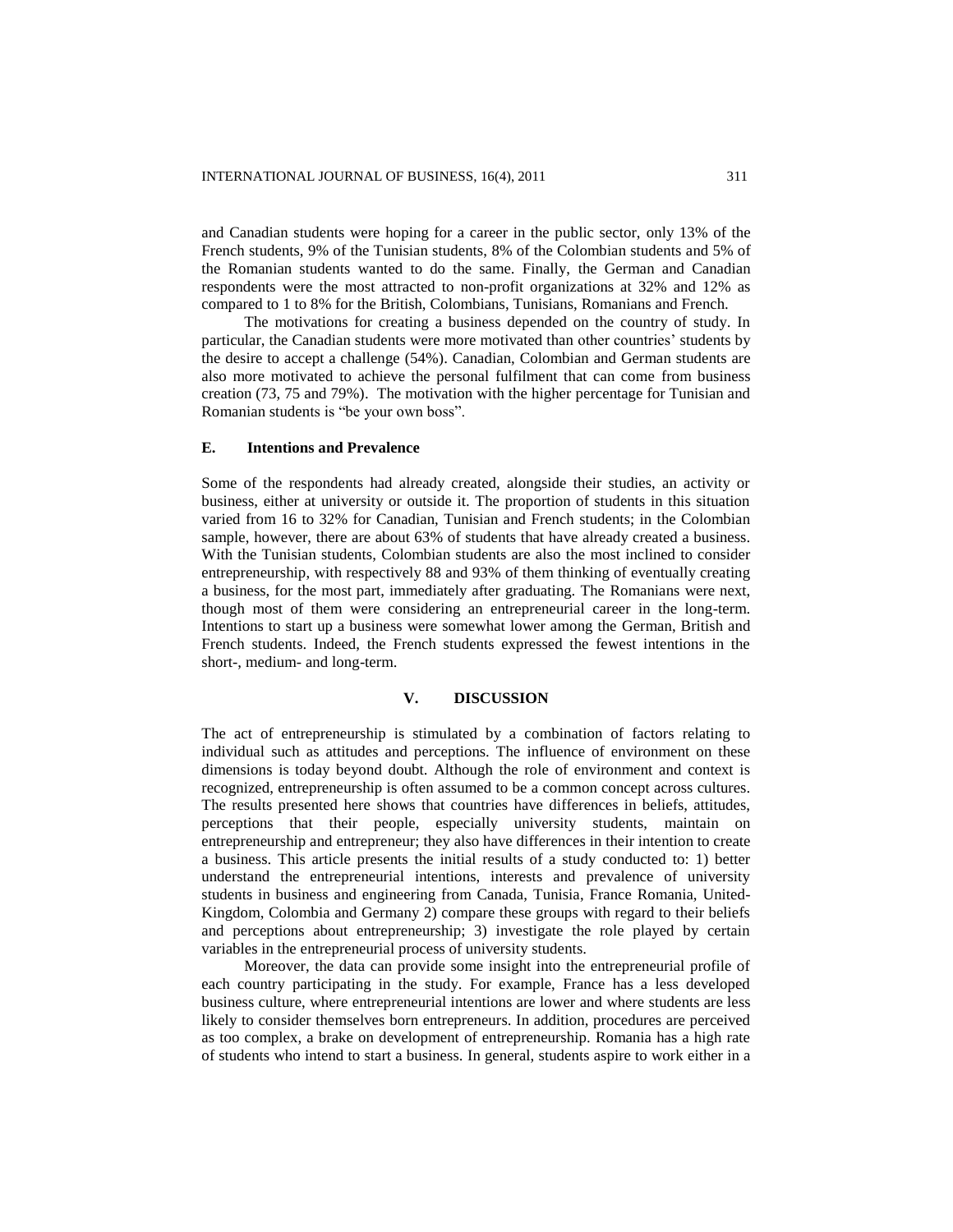and Canadian students were hoping for a career in the public sector, only 13% of the French students, 9% of the Tunisian students, 8% of the Colombian students and 5% of the Romanian students wanted to do the same. Finally, the German and Canadian respondents were the most attracted to non-profit organizations at 32% and 12% as compared to 1 to 8% for the British, Colombians, Tunisians, Romanians and French.

The motivations for creating a business depended on the country of study. In particular, the Canadian students were more motivated than other countries' students by the desire to accept a challenge (54%). Canadian, Colombian and German students are also more motivated to achieve the personal fulfilment that can come from business creation (73, 75 and 79%). The motivation with the higher percentage for Tunisian and Romanian students is "be your own boss".

### E. Intentions and Prevalence

Some of the respondents had already created, alongside their studies, an activity or business, either at university or outside it. The proportion of students in this situation varied from 16 to 32% for Canadian, Tunisian and French students; in the Colombian sample, however, there are about 63% of students that have already created a business. With the Tunisian students, Colombian students are also the most inclined to consider entrepreneurship, with respectively 88 and 93% of them thinking of eventually creating a business, for the most part, immediately after graduating. The Romanians were next, though most of them were considering an entrepreneurial career in the long-term. Intentions to start up a business were somewhat lower among the German, British and French students. Indeed, the French students expressed the fewest intentions in the short-, medium- and long-term.

## V. DISCUSSION

The act of entrepreneurship is stimulated by a combination of factors relating to individual such as attitudes and perceptions. The influence of environment on these dimensions is today beyond doubt. Although the role of environment and context is recognized, entrepreneurship is often assumed to be a common concept across cultures. The results presented here shows that countries have differences in beliefs, attitudes, perceptions that their people, especially university students, maintain on entrepreneurship and entrepreneur; they also have differences in their intention to create a business. This article presents the initial results of a study conducted to: 1) better understand the entrepreneurial intentions, interests and prevalence of university students in business and engineering from Canada, Tunisia, France Romania, United-Kingdom, Colombia and Germany 2) compare these groups with regard to their beliefs and perceptions about entrepreneurship; 3) investigate the role played by certain variables in the entrepreneurial process of university students.

Moreover, the data can provide some insight into the entrepreneurial profile of each country participating in the study. For example, France has a less developed business culture, where entrepreneurial intentions are lower and where students are less likely to consider themselves born entrepreneurs. In addition, procedures are perceived as too complex, a brake on development of entrepreneurship. Romania has a high rate of students who intend to start a business. In general, students aspire to work either in a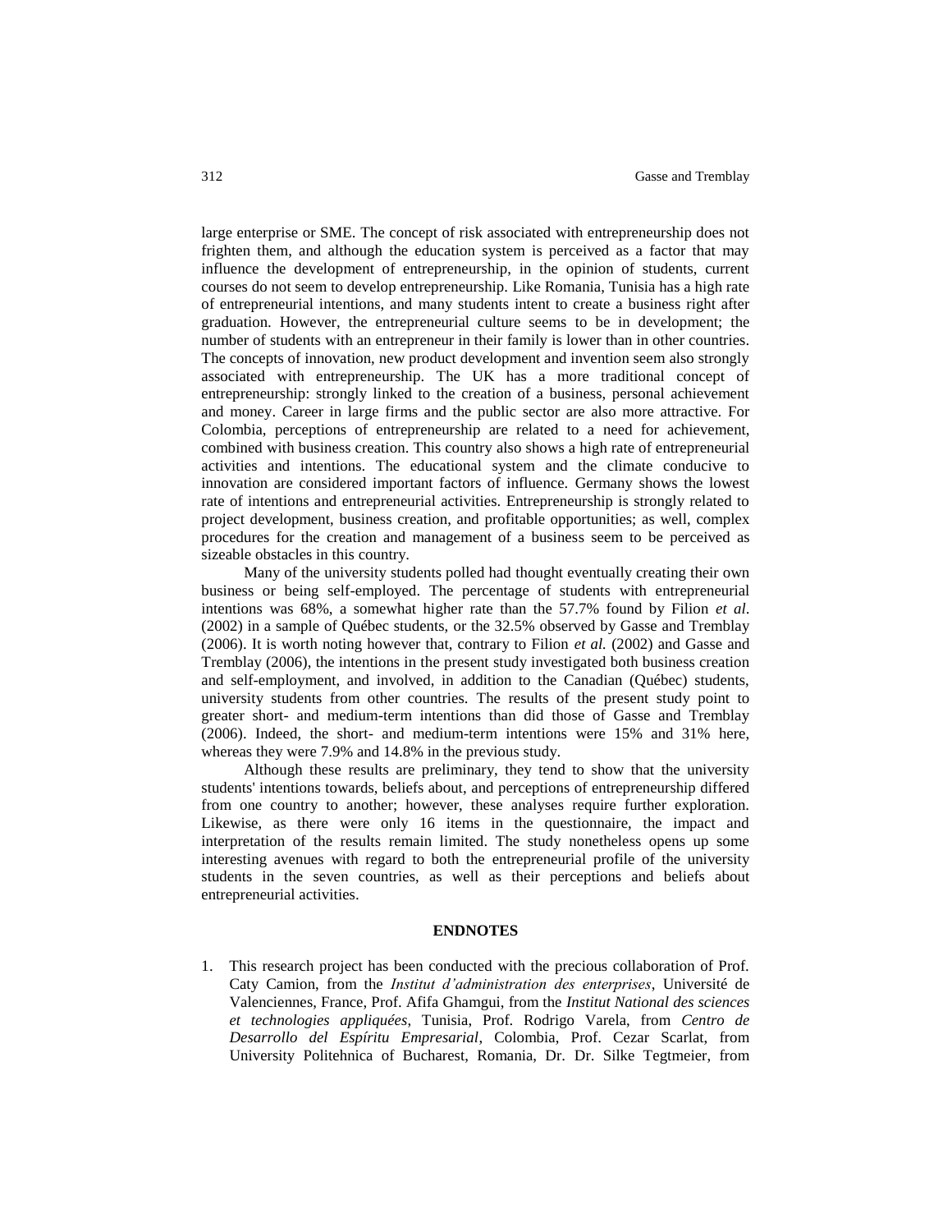large enterprise or SME. The concept of risk associated with entrepreneurship does not frighten them, and although the education system is perceived as a factor that may influence the development of entrepreneurship, in the opinion of students, current courses do not seem to develop entrepreneurship. Like Romania, Tunisia has a high rate of entrepreneurial intentions, and many students intent to create a business right after graduation. However, the entrepreneurial culture seems to be in development; the number of students with an entrepreneur in their family is lower than in other countries. The concepts of innovation, new product development and invention seem also strongly associated with entrepreneurship. The UK has a more traditional concept of entrepreneurship: strongly linked to the creation of a business, personal achievement and money. Career in large firms and the public sector are also more attractive. For Colombia, perceptions of entrepreneurship are related to a need for achievement, combined with business creation. This country also shows a high rate of entrepreneurial activities and intentions. The educational system and the climate conducive to innovation are considered important factors of influence. Germany shows the lowest rate of intentions and entrepreneurial activities. Entrepreneurship is strongly related to project development, business creation, and profitable opportunities; as well, complex procedures for the creation and management of a business seem to be perceived as sizeable obstacles in this country.

Many of the university students polled had thought eventually creating their own business or being self-employed. The percentage of students with entrepreneurial intentions was 68%, a somewhat higher rate than the 57.7% found by Filion *et al.* (2002) in a sample of Québec students, or the 32.5% observed by Gasse and Tremblay (2006). It is worth noting however that, contrary to Filion *et al.* (2002) and Gasse and Tremblay (2006), the intentions in the present study investigated both business creation and self-employment, and involved, in addition to the Canadian (Québec) students, university students from other countries. The results of the present study point to greater short- and medium-term intentions than did those of Gasse and Tremblay (2006). Indeed, the short- and medium-term intentions were 15% and 31% here, whereas they were 7.9% and 14.8% in the previous study.

Although these results are preliminary, they tend to show that the university students' intentions towards, beliefs about, and perceptions of entrepreneurship differed from one country to another; however, these analyses require further exploration. Likewise, as there were only 16 items in the questionnaire, the impact and interpretation of the results remain limited. The study nonetheless opens up some interesting avenues with regard to both the entrepreneurial profile of the university students in the seven countries, as well as their perceptions and beliefs about entrepreneurial activities.

## ENDNOTES

1. This research project has been conducted with the precious collaboration of Prof. Caty Camion, from the *Institut d'administration des enterprises*, Université de Valenciennes, France, Prof. Afifa Ghamgui, from the *Institut National des sciences et technologies appliquées*, Tunisia, Prof. Rodrigo Varela, from *Centro de Desarrollo del Espíritu Empresarial*, Colombia, Prof. Cezar Scarlat, from University Politehnica of Bucharest, Romania, Dr. Dr. Silke Tegtmeier, from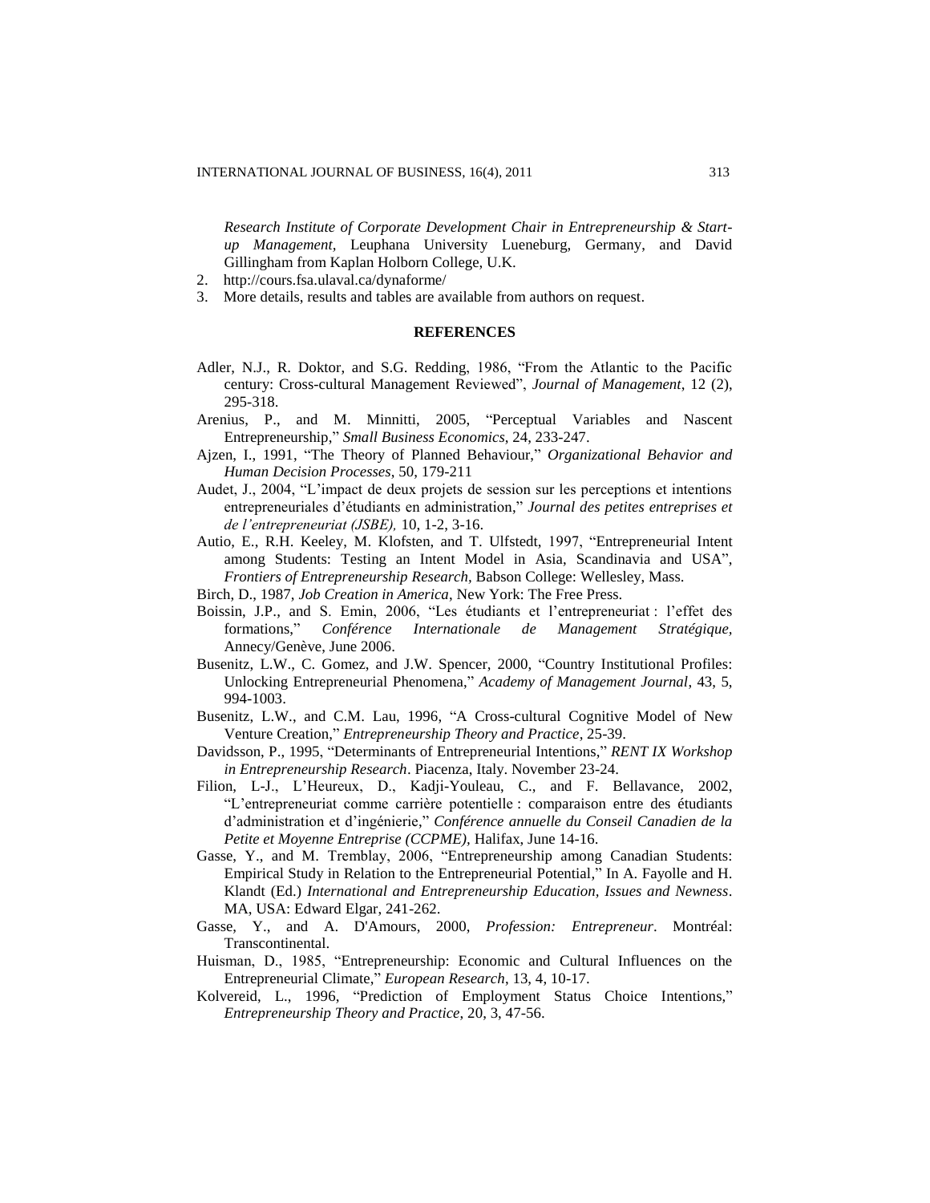*Research Institute of Corporate Development Chair in Entrepreneurship & Start-up Management,* Leuphana University Lueneburg, Germany, and David Gillingham from Kaplan Holborn College, U.K.

2. http://cours.fsa.ulaval.ca/dynaforme/
3. More details, results and tables are available from authors on request.

## REFERENCES

Adler, N.J., R. Doktor, and S.G. Redding, 1986, "From the Atlantic to the Pacific century: Cross-cultural Management Reviewed", *Journal of Management*, 12 (2), 295-318.

Arenius, P., and M. Minnitti, 2005, "Perceptual Variables and Nascent Entrepreneurship," *Small Business Economics*, 24, 233-247.

Ajzen, I., 1991, "The Theory of Planned Behaviour," *Organizational Behavior and Human Decision Processes*, 50, 179-211

Audet, J., 2004, "L'impact de deux projets de session sur les perceptions et intentions entrepreneuriales d'étudiants en administration," *Journal des petites entreprises et de l'entrepreneuriat (JSBE),* 10, 1-2, 3-16.

Autio, E., R.H. Keeley, M. Klofsten, and T. Ulfstedt, 1997, "Entrepreneurial Intent among Students: Testing an Intent Model in Asia, Scandinavia and USA", *Frontiers of Entrepreneurship Research,* Babson College: Wellesley, Mass.

Birch, D., 1987, *Job Creation in America*, New York: The Free Press.

Boissin, J.P., and S. Emin, 2006, "Les étudiants et l'entrepreneuriat : l'effet des formations," *Conférence Internationale de Management Stratégique,* Annecy/Genève, June 2006.

Busenitz, L.W., C. Gomez, and J.W. Spencer, 2000, "Country Institutional Profiles: Unlocking Entrepreneurial Phenomena," *Academy of Management Journal*, 43, 5, 994-1003.

Busenitz, L.W., and C.M. Lau, 1996, "A Cross-cultural Cognitive Model of New Venture Creation," *Entrepreneurship Theory and Practice*, 25-39.

Davidsson, P., 1995, "Determinants of Entrepreneurial Intentions," *RENT IX Workshop in Entrepreneurship Research*. Piacenza, Italy. November 23-24.

Filion, L-J., L'Heureux, D., Kadji-Youleau, C., and F. Bellavance, 2002, "L'entrepreneuriat comme carrière potentielle : comparaison entre des étudiants d'administration et d'ingénierie," *Conférence annuelle du Conseil Canadien de la Petite et Moyenne Entreprise (CCPME),* Halifax, June 14-16.

Gasse, Y., and M. Tremblay, 2006, "Entrepreneurship among Canadian Students: Empirical Study in Relation to the Entrepreneurial Potential," In A. Fayolle and H. Klandt (Ed.) *International and Entrepreneurship Education, Issues and Newness*. MA, USA: Edward Elgar, 241-262.

Gasse, Y., and A. D'Amours, 2000, *Profession: Entrepreneur*. Montréal: Transcontinental.

Huisman, D., 1985, "Entrepreneurship: Economic and Cultural Influences on the Entrepreneurial Climate," *European Research*, 13, 4, 10-17.

Kolvereid, L., 1996, "Prediction of Employment Status Choice Intentions," *Entrepreneurship Theory and Practice*, 20, 3, 47-56.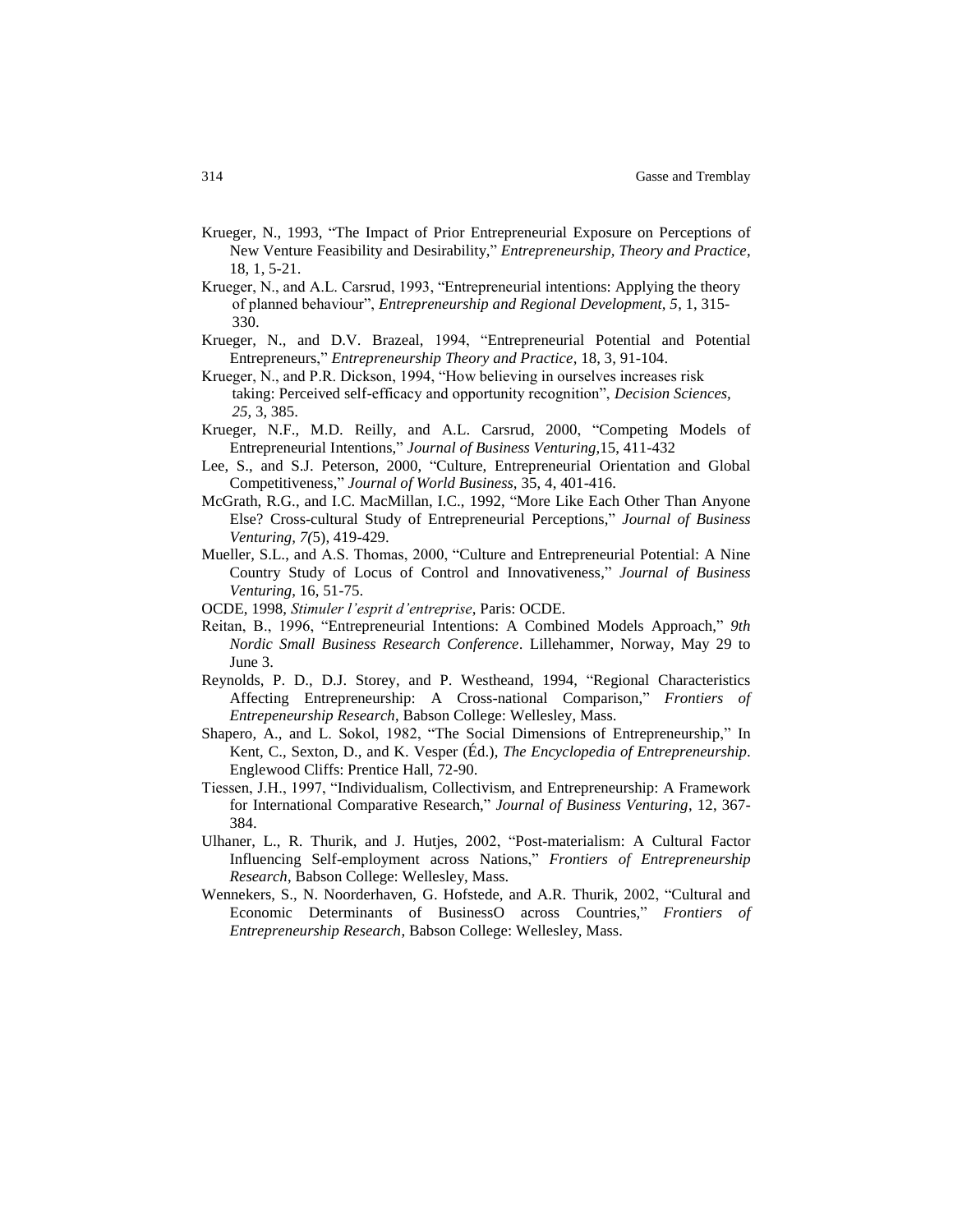Krueger, N., 1993, "The Impact of Prior Entrepreneurial Exposure on Perceptions of New Venture Feasibility and Desirability," *Entrepreneurship, Theory and Practice*, 18, 1, 5-21.

Krueger, N., and A.L. Carsrud, 1993, "Entrepreneurial intentions: Applying the theory of planned behaviour", *Entrepreneurship and Regional Development, 5*, 1, 315-330.

Krueger, N., and D.V. Brazeal, 1994, "Entrepreneurial Potential and Potential Entrepreneurs," *Entrepreneurship Theory and Practice*, 18, 3, 91-104.

Krueger, N., and P.R. Dickson, 1994, "How believing in ourselves increases risk taking: Perceived self-efficacy and opportunity recognition", *Decision Sciences, 25*, 3, 385.

Krueger, N.F., M.D. Reilly, and A.L. Carsrud, 2000, "Competing Models of Entrepreneurial Intentions," *Journal of Business Venturing*,15, 411-432

Lee, S., and S.J. Peterson, 2000, "Culture, Entrepreneurial Orientation and Global Competitiveness," *Journal of World Business*, 35, 4, 401-416.

McGrath, R.G., and I.C. MacMillan, I.C., 1992, "More Like Each Other Than Anyone Else? Cross-cultural Study of Entrepreneurial Perceptions," *Journal of Business Venturing, 7(*5), 419-429.

Mueller, S.L., and A.S. Thomas, 2000, "Culture and Entrepreneurial Potential: A Nine Country Study of Locus of Control and Innovativeness," *Journal of Business Venturing*, 16, 51-75.

OCDE, 1998, *Stimuler l'esprit d'entreprise*, Paris: OCDE.

Reitan, B., 1996, "Entrepreneurial Intentions: A Combined Models Approach," *9th Nordic Small Business Research Conference*. Lillehammer, Norway, May 29 to June 3.

Reynolds, P. D., D.J. Storey, and P. Westheand, 1994, "Regional Characteristics Affecting Entrepreneurship: A Cross-national Comparison," *Frontiers of Entrepeneurship Research*, Babson College: Wellesley, Mass.

Shapero, A., and L. Sokol, 1982, "The Social Dimensions of Entrepreneurship," In Kent, C., Sexton, D., and K. Vesper (Éd.), *The Encyclopedia of Entrepreneurship*. Englewood Cliffs: Prentice Hall, 72-90.

Tiessen, J.H., 1997, "Individualism, Collectivism, and Entrepreneurship: A Framework for International Comparative Research," *Journal of Business Venturing*, 12, 367-384.

Ulhaner, L., R. Thurik, and J. Hutjes, 2002, "Post-materialism: A Cultural Factor Influencing Self-employment across Nations," *Frontiers of Entrepreneurship Research*, Babson College: Wellesley, Mass.

Wennekers, S., N. Noorderhaven, G. Hofstede, and A.R. Thurik, 2002, "Cultural and Economic Determinants of BusinessO across Countries," *Frontiers of Entrepreneurship Research*, Babson College: Wellesley, Mass.